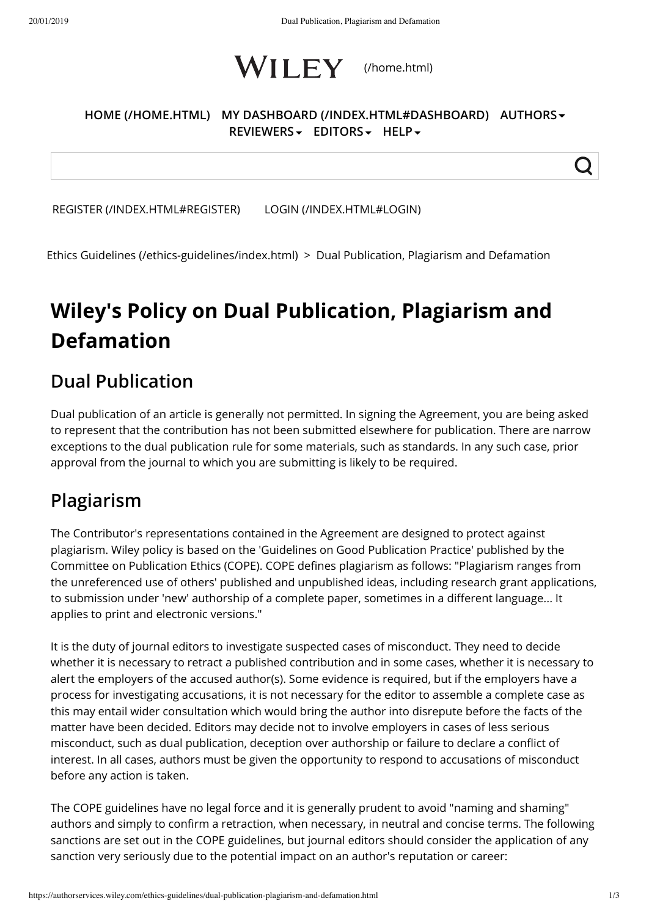Ethics Guidelines (/ethics-guidelines/index.html) > Dual Publication, Plagiarism and Defamation

# Wiley's Policy on Dual Publication, Plagiarism and Defamation

## Dual Publication

Dual publication of an article is generally not permitted. In signing the Agreement, you are being asked to represent that the contribution has not been submitted elsewhere for publication. There are narrow exceptions to the dual publication rule for some materials, such as standards. In any such case, prior approval from the journal to which you are submitting is likely to be required.

## Plagiarism

The Contributor's representations contained in the Agreement are designed to protect against plagiarism. Wiley policy is based on the 'Guidelines on Good Publication Practice' published by the Committee on Publication Ethics (COPE). COPE defines plagiarism as follows: "Plagiarism ranges from the unreferenced use of others' published and unpublished ideas, including research grant applications, to submission under 'new' authorship of a complete paper, sometimes in a different language... It applies to print and electronic versions."

It is the duty of journal editors to investigate suspected cases of misconduct. They need to decide whether it is necessary to retract a published contribution and in some cases, whether it is necessary to alert the employers of the accused author(s). Some evidence is required, but if the employers have a process for investigating accusations, it is not necessary for the editor to assemble a complete case as this may entail wider consultation which would bring the author into disrepute before the facts of the matter have been decided. Editors may decide not to involve employers in cases of less serious misconduct, such as dual publication, deception over authorship or failure to declare a conflict of interest. In all cases, authors must be given the opportunity to respond to accusations of misconduct before any action is taken.

The COPE guidelines have no legal force and it is generally prudent to avoid "naming and shaming" authors and simply to confirm a retraction, when necessary, in neutral and concise terms. The following sanctions are set out in the COPE guidelines, but journal editors should consider the application of any sanction very seriously due to the potential impact on an author's reputation or career: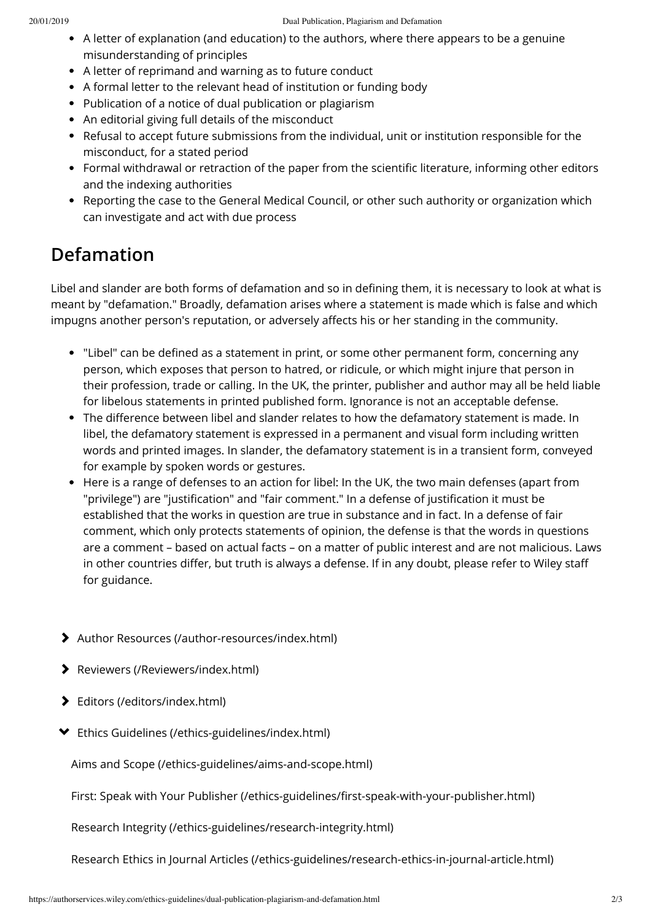- A letter of explanation (and education) to the authors, where there appears to be a genuine misunderstanding of principles
- A letter of reprimand and warning as to future conduct
- A formal letter to the relevant head of institution or funding body
- Publication of a notice of dual publication or plagiarism
- An editorial giving full details of the misconduct
- Refusal to accept future submissions from the individual, unit or institution responsible for the misconduct, for a stated period
- Formal withdrawal or retraction of the paper from the scientific literature, informing other editors and the indexing authorities
- Reporting the case to the General Medical Council, or other such authority or organization which can investigate and act with due process

## Defamation

Libel and slander are both forms of defamation and so in defining them, it is necessary to look at what is meant by "defamation." Broadly, defamation arises where a statement is made which is false and which impugns another person's reputation, or adversely affects his or her standing in the community.

- "Libel" can be defined as a statement in print, or some other permanent form, concerning any person, which exposes that person to hatred, or ridicule, or which might injure that person in their profession, trade or calling. In the UK, the printer, publisher and author may all be held liable for libelous statements in printed published form. Ignorance is not an acceptable defense.
- The difference between libel and slander relates to how the defamatory statement is made. In libel, the defamatory statement is expressed in a permanent and visual form including written words and printed images. In slander, the defamatory statement is in a transient form, conveyed for example by spoken words or gestures.
- Here is a range of defenses to an action for libel: In the UK, the two main defenses (apart from "privilege") are "justification" and "fair comment." In a defense of justification it must be established that the works in question are true in substance and in fact. In a defense of fair comment, which only protects statements of opinion, the defense is that the words in questions are a comment – based on actual facts – on a matter of public interest and are not malicious. Laws in other countries differ, but truth is always a defense. If in any doubt, please refer to Wiley staff for guidance.

- Author Resources (/author-resources/index.html)
- Reviewers (/Reviewers/index.html)
- Editors (/editors/index.html)
- Ethics Guidelines (/ethics-guidelines/index.html)
  - Aims and Scope (/ethics-guidelines/aims-and-scope.html)
  - First: Speak with Your Publisher (/ethics-guidelines/first-speak-with-your-publisher.html)
  - Research Integrity (/ethics-guidelines/research-integrity.html)
  - Research Ethics in Journal Articles (/ethics-guidelines/research-ethics-in-journal-article.html)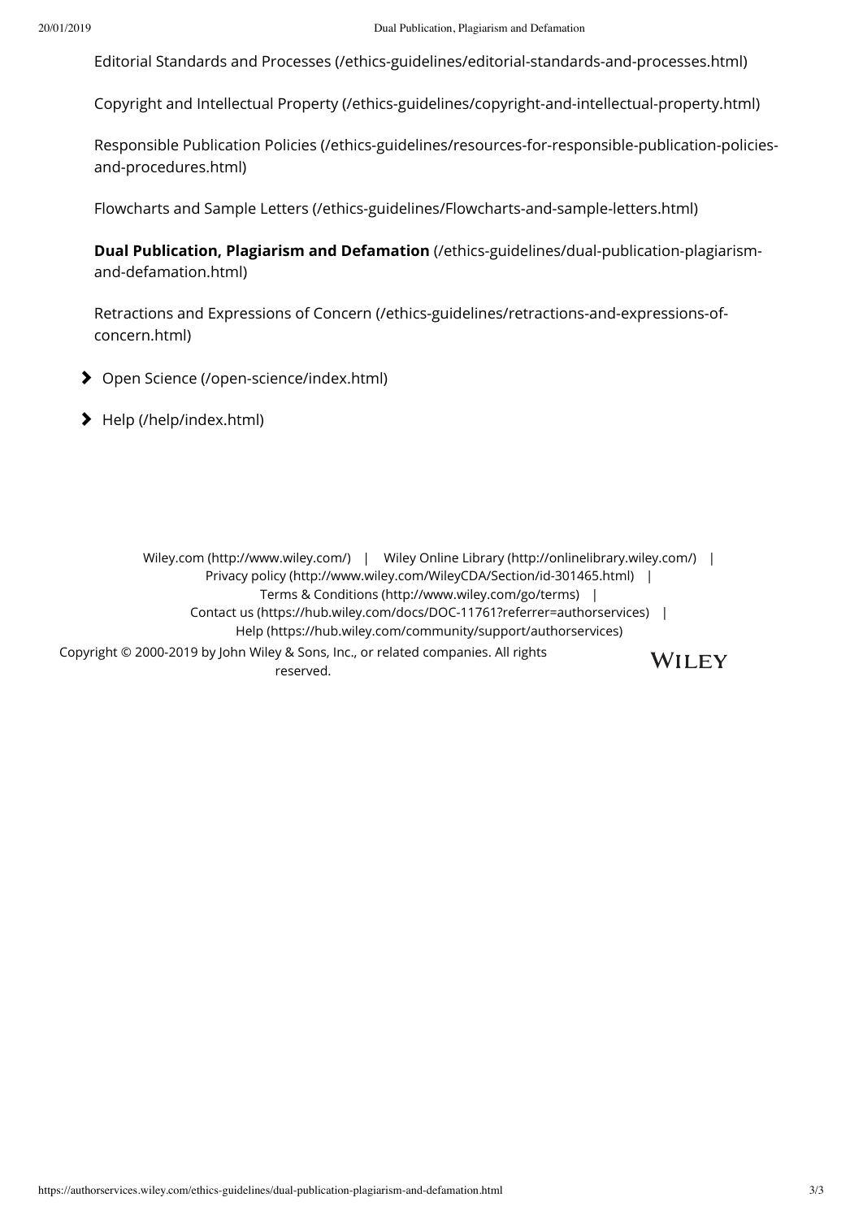Editorial Standards and Processes (/ethics-guidelines/editorial-standards-and-processes.html)

Copyright and Intellectual Property (/ethics-guidelines/copyright-and-intellectual-property.html)

Responsible Publication Policies (/ethics-guidelines/resources-for-responsible-publication-policies-and-procedures.html)

Flowcharts and Sample Letters (/ethics-guidelines/Flowcharts-and-sample-letters.html)

**Dual Publication, Plagiarism and Defamation** (/ethics-guidelines/dual-publication-plagiarism-and-defamation.html)

Retractions and Expressions of Concern (/ethics-guidelines/retractions-and-expressions-of-concern.html)

- Open Science (/open-science/index.html)
- Help (/help/index.html)

Wiley.com (http://www.wiley.com/) | Wiley Online Library (http://onlinelibrary.wiley.com/) | Privacy policy (http://www.wiley.com/WileyCDA/Section/id-301465.html) | Terms & Conditions (http://www.wiley.com/go/terms) | Contact us (https://hub.wiley.com/docs/DOC-11761?referrer=authorservices) | Help (https://hub.wiley.com/community/support/authorservices)

Copyright © 2000-2019 by John Wiley & Sons, Inc., or related companies. All rights reserved.

WILEY